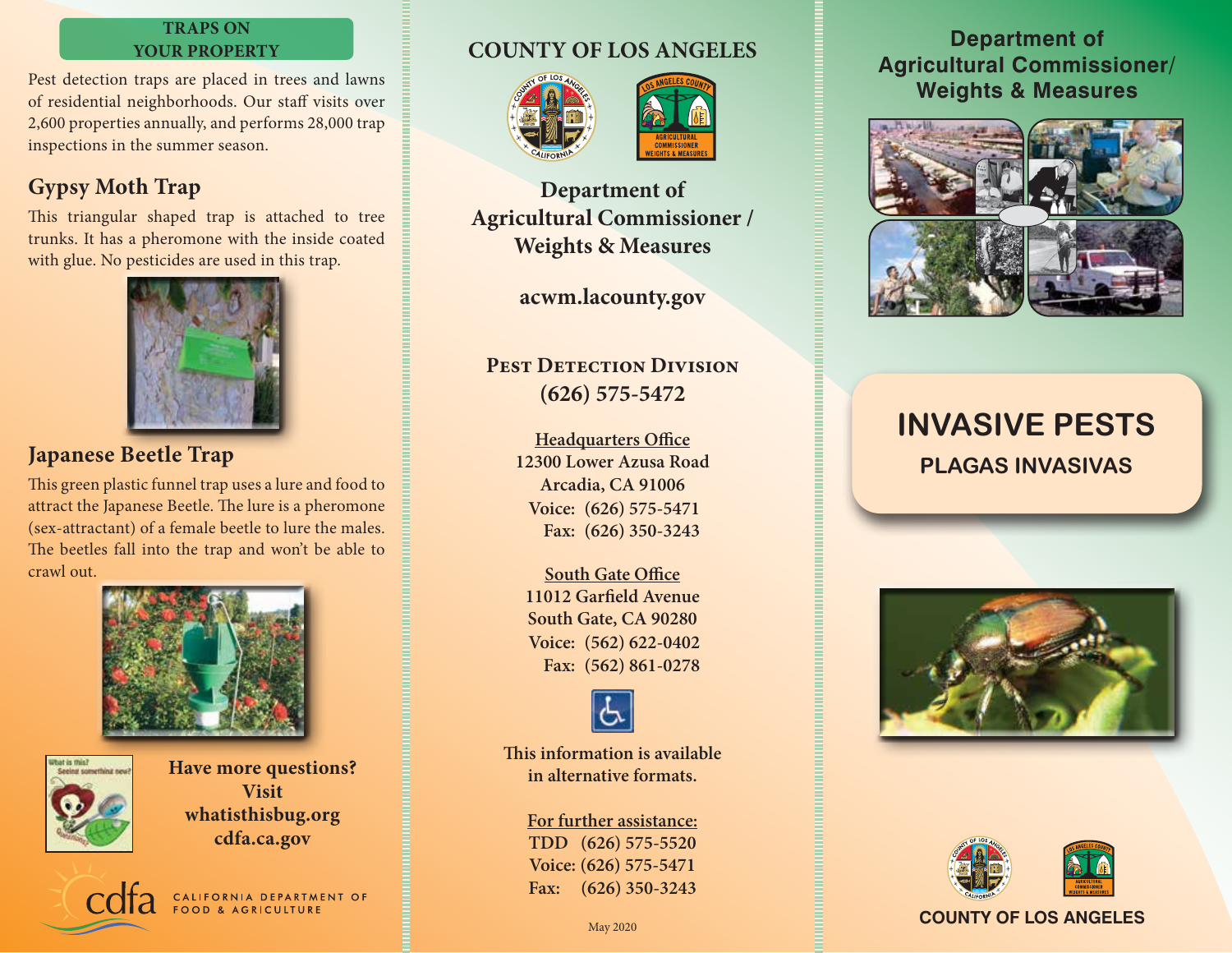## TRAPS ON YOUR PROPERTY

Pest detection traps are placed in trees and lawns of residential neighborhoods. Our staff visits over 2,600 properties annually, and performs 28,000 trap inspections in the summer season.

### Gypsy Moth Trap

This triangular shaped trap is attached to tree trunks. It has a pheromone with the inside coated with glue. No pesticides are used in this trap.

### Japanese Beetle Trap

This green plastic funnel trap uses a lure and food to attract the Japanese Beetle. The lure is a pheromone (sex-attractant) of a female beetle to lure the males. The beetles fall into the trap and won't be able to crawl out.

**Have more questions? Visit whatisthisbug.org cdfa.ca.gov**

cdfa CALIFORNIA DEPARTMENT OF FOOD & AGRICULTURE

## COUNTY OF LOS ANGELES

**Department of Agricultural Commissioner / Weights & Measures**

**acwm.lacounty.gov**

**PEST DETECTION DIVISION**
**(626) 575-5472**

**Headquarters Office**
12300 Lower Azusa Road
Arcadia, CA 91006
Voice: (626) 575-5471
Fax: (626) 350-3243

**South Gate Office**
11012 Garfield Avenue
South Gate, CA 90280
Voice: (562) 622-0402
Fax: (562) 861-0278

This information is available in alternative formats.

**For further assistance:**
TDD (626) 575-5520
Voice: (626) 575-5471
Fax: (626) 350-3243

May 2020

## Department of Agricultural Commissioner/ Weights & Measures

# INVASIVE PESTS
## PLAGAS INVASIVAS

COUNTY OF LOS ANGELES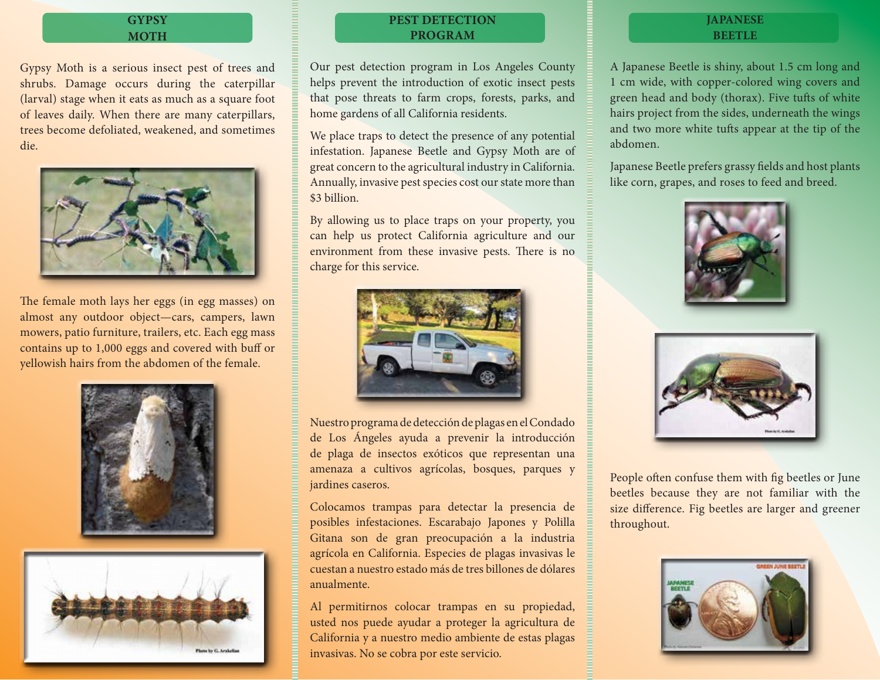## GYPSY MOTH

Gypsy Moth is a serious insect pest of trees and shrubs. Damage occurs during the caterpillar (larval) stage when it eats as much as a square foot of leaves daily. When there are many caterpillars, trees become defoliated, weakened, and sometimes die.

The female moth lays her eggs (in egg masses) on almost any outdoor object—cars, campers, lawn mowers, patio furniture, trailers, etc. Each egg mass contains up to 1,000 eggs and covered with buff or yellowish hairs from the abdomen of the female.

Photo by G. Arakelian

## PEST DETECTION PROGRAM

Our pest detection program in Los Angeles County helps prevent the introduction of exotic insect pests that pose threats to farm crops, forests, parks, and home gardens of all California residents.

We place traps to detect the presence of any potential infestation. Japanese Beetle and Gypsy Moth are of great concern to the agricultural industry in California. Annually, invasive pest species cost our state more than $3 billion.

By allowing us to place traps on your property, you can help us protect California agriculture and our environment from these invasive pests. There is no charge for this service.

Nuestro programa de detección de plagas en el Condado de Los Ángeles ayuda a prevenir la introducción de plaga de insectos exóticos que representan una amenaza a cultivos agrícolas, bosques, parques y jardines caseros.

Colocamos trampas para detectar la presencia de posibles infestaciones. Escarabajo Japones y Polilla Gitana son de gran preocupación a la industria agrícola en California. Especies de plagas invasivas le cuestan a nuestro estado más de tres billones de dólares anualmente.

Al permitirnos colocar trampas en su propiedad, usted nos puede ayudar a proteger la agricultura de California y a nuestro medio ambiente de estas plagas invasivas. No se cobra por este servicio.

## JAPANESE BEETLE

A Japanese Beetle is shiny, about 1.5 cm long and 1 cm wide, with copper-colored wing covers and green head and body (thorax). Five tufts of white hairs project from the sides, underneath the wings and two more white tufts appear at the tip of the abdomen.

Japanese Beetle prefers grassy fields and host plants like corn, grapes, and roses to feed and breed.

Photo by G. Arakelian

People often confuse them with fig beetles or June beetles because they are not familiar with the size difference. Fig beetles are larger and greener throughout.

JAPANESE BEETLE

GREEN JUNE BEETLE